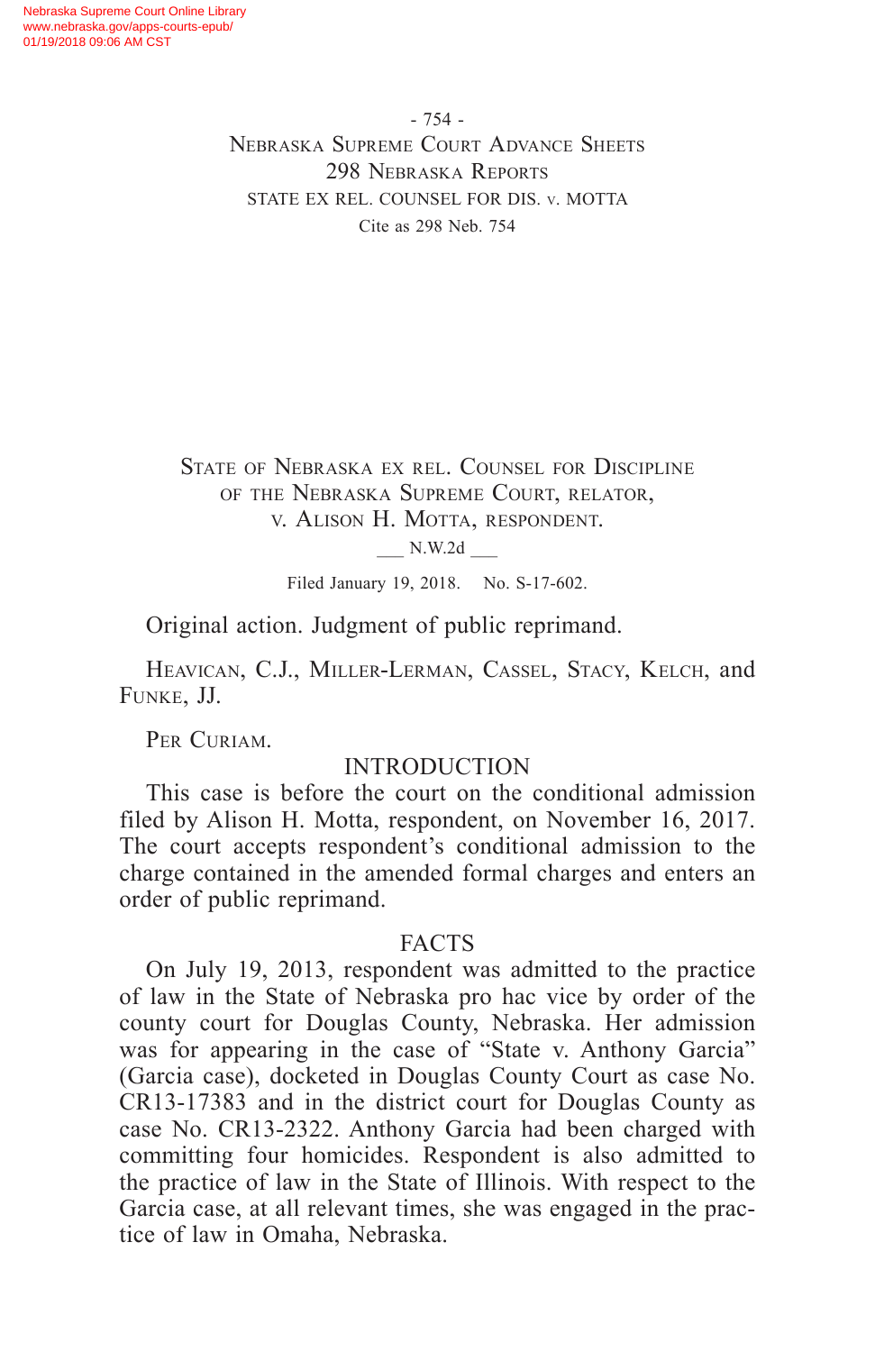STATE OF NEBRASKA EX REL. COUNSEL FOR DISCIPLINE OF THE NEBRASKA SUPREME COURT, RELATOR, v. ALISON H. MOTTA, RESPONDENT.

___ N.W.2d ___

Filed January 19, 2018. No. S-17-602.

Original action. Judgment of public reprimand.

HEAVICAN, C.J., MILLER-LERMAN, CASSEL, STACY, KELCH, and FUNKE, JJ.

PER CURIAM.

## INTRODUCTION

This case is before the court on the conditional admission filed by Alison H. Motta, respondent, on November 16, 2017. The court accepts respondent's conditional admission to the charge contained in the amended formal charges and enters an order of public reprimand.

## FACTS

On July 19, 2013, respondent was admitted to the practice of law in the State of Nebraska pro hac vice by order of the county court for Douglas County, Nebraska. Her admission was for appearing in the case of "State v. Anthony Garcia" (Garcia case), docketed in Douglas County Court as case No. CR13-17383 and in the district court for Douglas County as case No. CR13-2322. Anthony Garcia had been charged with committing four homicides. Respondent is also admitted to the practice of law in the State of Illinois. With respect to the Garcia case, at all relevant times, she was engaged in the practice of law in Omaha, Nebraska.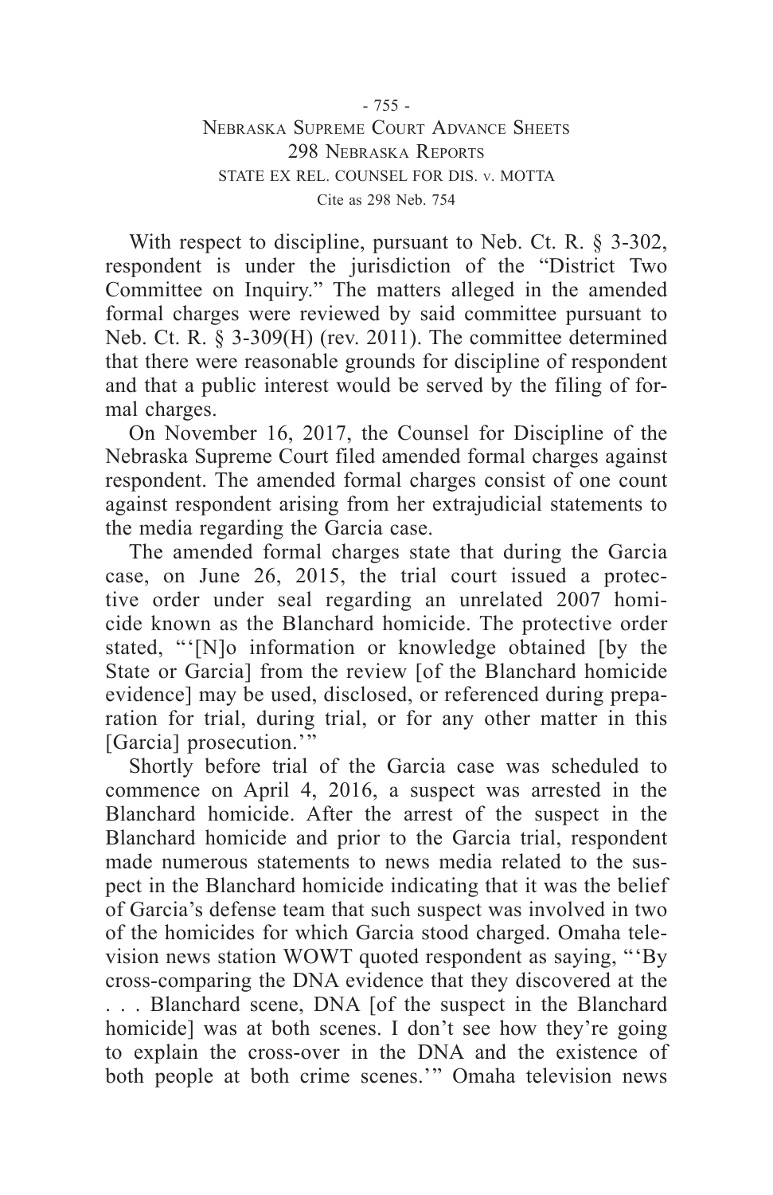With respect to discipline, pursuant to Neb. Ct. R. § 3-302, respondent is under the jurisdiction of the "District Two Committee on Inquiry." The matters alleged in the amended formal charges were reviewed by said committee pursuant to Neb. Ct. R. § 3-309(H) (rev. 2011). The committee determined that there were reasonable grounds for discipline of respondent and that a public interest would be served by the filing of formal charges.

On November 16, 2017, the Counsel for Discipline of the Nebraska Supreme Court filed amended formal charges against respondent. The amended formal charges consist of one count against respondent arising from her extrajudicial statements to the media regarding the Garcia case.

The amended formal charges state that during the Garcia case, on June 26, 2015, the trial court issued a protective order under seal regarding an unrelated 2007 homicide known as the Blanchard homicide. The protective order stated, "'[N]o information or knowledge obtained [by the State or Garcia] from the review [of the Blanchard homicide evidence] may be used, disclosed, or referenced during preparation for trial, during trial, or for any other matter in this [Garcia] prosecution.'"

Shortly before trial of the Garcia case was scheduled to commence on April 4, 2016, a suspect was arrested in the Blanchard homicide. After the arrest of the suspect in the Blanchard homicide and prior to the Garcia trial, respondent made numerous statements to news media related to the suspect in the Blanchard homicide indicating that it was the belief of Garcia's defense team that such suspect was involved in two of the homicides for which Garcia stood charged. Omaha television news station WOWT quoted respondent as saying, "'By cross-comparing the DNA evidence that they discovered at the . . . Blanchard scene, DNA [of the suspect in the Blanchard homicide] was at both scenes. I don't see how they're going to explain the cross-over in the DNA and the existence of both people at both crime scenes.'" Omaha television news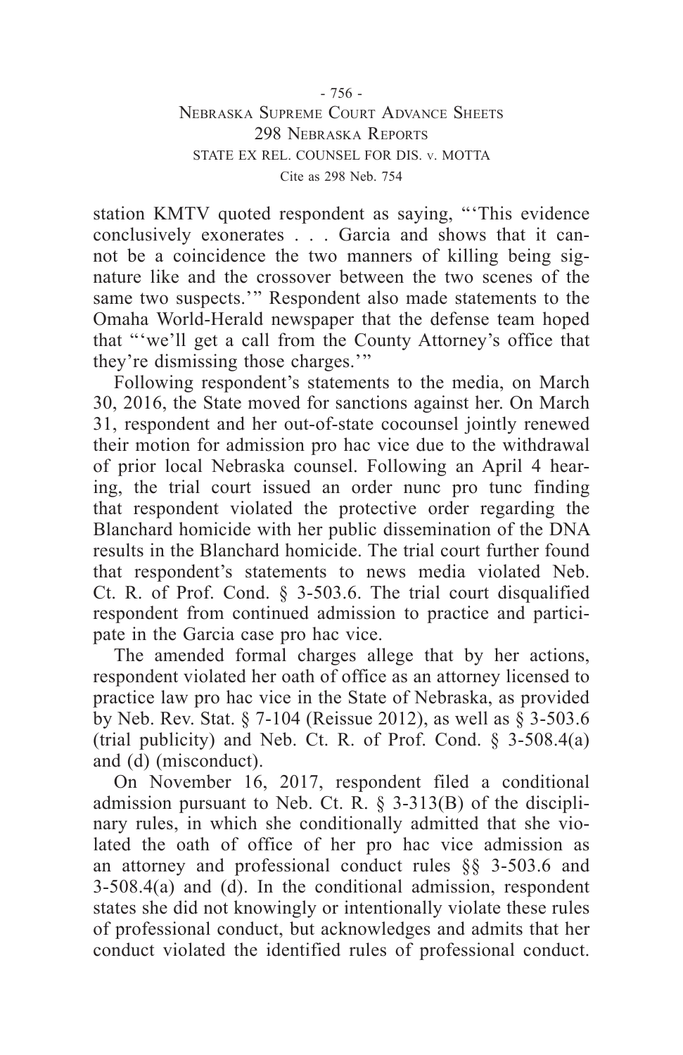station KMTV quoted respondent as saying, "'This evidence conclusively exonerates . . . Garcia and shows that it cannot be a coincidence the two manners of killing being signature like and the crossover between the two scenes of the same two suspects.'" Respondent also made statements to the Omaha World-Herald newspaper that the defense team hoped that "'we'll get a call from the County Attorney's office that they're dismissing those charges.'"

Following respondent's statements to the media, on March 30, 2016, the State moved for sanctions against her. On March 31, respondent and her out-of-state cocounsel jointly renewed their motion for admission pro hac vice due to the withdrawal of prior local Nebraska counsel. Following an April 4 hearing, the trial court issued an order nunc pro tunc finding that respondent violated the protective order regarding the Blanchard homicide with her public dissemination of the DNA results in the Blanchard homicide. The trial court further found that respondent's statements to news media violated Neb. Ct. R. of Prof. Cond. § 3-503.6. The trial court disqualified respondent from continued admission to practice and participate in the Garcia case pro hac vice.

The amended formal charges allege that by her actions, respondent violated her oath of office as an attorney licensed to practice law pro hac vice in the State of Nebraska, as provided by Neb. Rev. Stat. § 7-104 (Reissue 2012), as well as § 3-503.6 (trial publicity) and Neb. Ct. R. of Prof. Cond. § 3-508.4(a) and (d) (misconduct).

On November 16, 2017, respondent filed a conditional admission pursuant to Neb. Ct. R. § 3-313(B) of the disciplinary rules, in which she conditionally admitted that she violated the oath of office of her pro hac vice admission as an attorney and professional conduct rules §§ 3-503.6 and 3-508.4(a) and (d). In the conditional admission, respondent states she did not knowingly or intentionally violate these rules of professional conduct, but acknowledges and admits that her conduct violated the identified rules of professional conduct.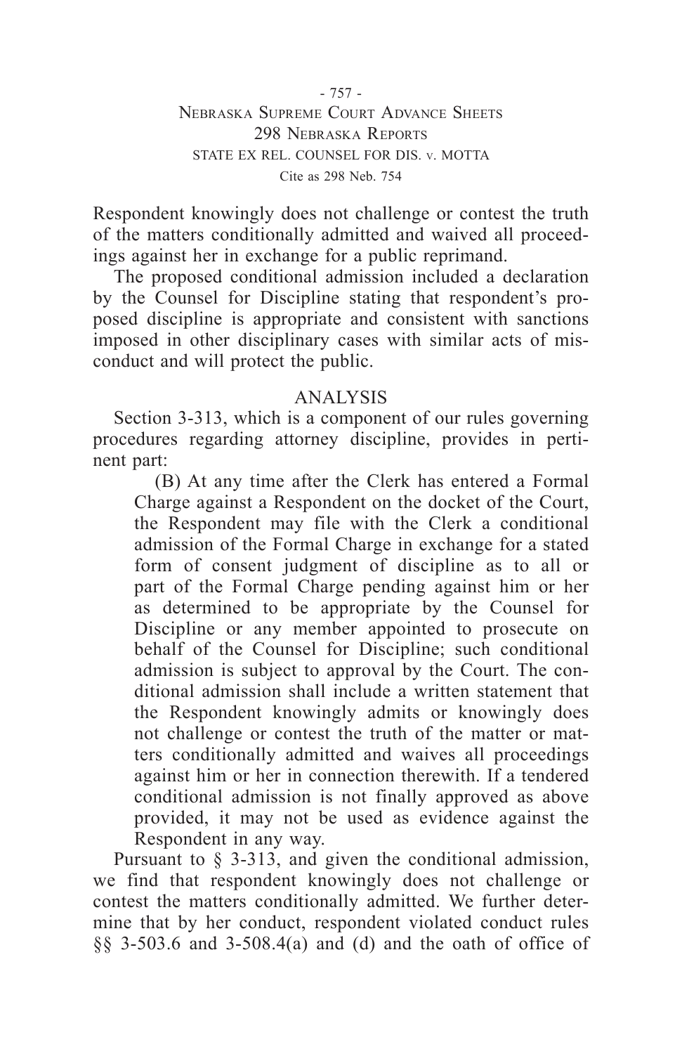Respondent knowingly does not challenge or contest the truth of the matters conditionally admitted and waived all proceedings against her in exchange for a public reprimand.

The proposed conditional admission included a declaration by the Counsel for Discipline stating that respondent's proposed discipline is appropriate and consistent with sanctions imposed in other disciplinary cases with similar acts of misconduct and will protect the public.

## ANALYSIS

Section 3-313, which is a component of our rules governing procedures regarding attorney discipline, provides in pertinent part:

> (B) At any time after the Clerk has entered a Formal Charge against a Respondent on the docket of the Court, the Respondent may file with the Clerk a conditional admission of the Formal Charge in exchange for a stated form of consent judgment of discipline as to all or part of the Formal Charge pending against him or her as determined to be appropriate by the Counsel for Discipline or any member appointed to prosecute on behalf of the Counsel for Discipline; such conditional admission is subject to approval by the Court. The conditional admission shall include a written statement that the Respondent knowingly admits or knowingly does not challenge or contest the truth of the matter or matters conditionally admitted and waives all proceedings against him or her in connection therewith. If a tendered conditional admission is not finally approved as above provided, it may not be used as evidence against the Respondent in any way.

Pursuant to § 3-313, and given the conditional admission, we find that respondent knowingly does not challenge or contest the matters conditionally admitted. We further determine that by her conduct, respondent violated conduct rules §§ 3-503.6 and 3-508.4(a) and (d) and the oath of office of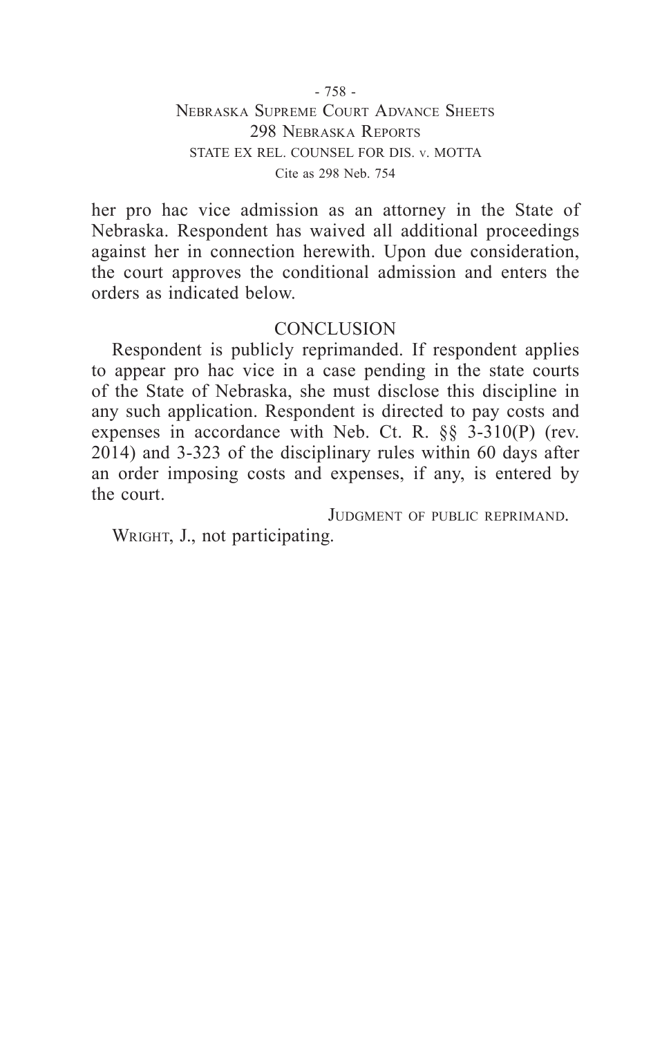her pro hac vice admission as an attorney in the State of Nebraska. Respondent has waived all additional proceedings against her in connection herewith. Upon due consideration, the court approves the conditional admission and enters the orders as indicated below.

## CONCLUSION

Respondent is publicly reprimanded. If respondent applies to appear pro hac vice in a case pending in the state courts of the State of Nebraska, she must disclose this discipline in any such application. Respondent is directed to pay costs and expenses in accordance with Neb. Ct. R. §§ 3-310(P) (rev. 2014) and 3-323 of the disciplinary rules within 60 days after an order imposing costs and expenses, if any, is entered by the court.

Judgment of public reprimand.

Wright, J., not participating.